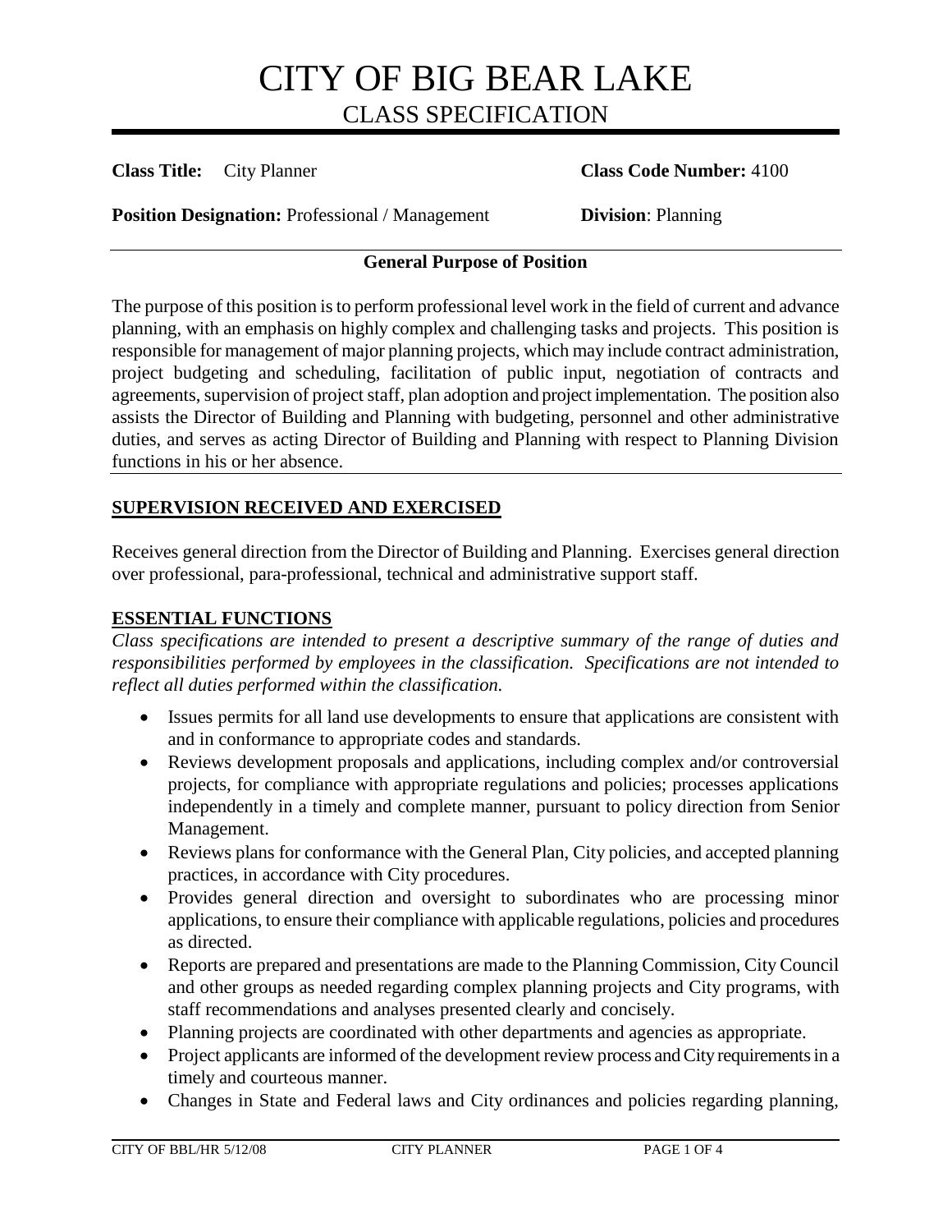# CITY OF BIG BEAR LAKE
## CLASS SPECIFICATION

**Class Title:** City Planner **Class Code Number:** 4100

**Position Designation:** Professional / Management **Division**: Planning

**General Purpose of Position**

The purpose of this position is to perform professional level work in the field of current and advance planning, with an emphasis on highly complex and challenging tasks and projects. This position is responsible for management of major planning projects, which may include contract administration, project budgeting and scheduling, facilitation of public input, negotiation of contracts and agreements, supervision of project staff, plan adoption and project implementation. The position also assists the Director of Building and Planning with budgeting, personnel and other administrative duties, and serves as acting Director of Building and Planning with respect to Planning Division functions in his or her absence.

## SUPERVISION RECEIVED AND EXERCISED

Receives general direction from the Director of Building and Planning. Exercises general direction over professional, para-professional, technical and administrative support staff.

## ESSENTIAL FUNCTIONS

*Class specifications are intended to present a descriptive summary of the range of duties and responsibilities performed by employees in the classification. Specifications are not intended to reflect all duties performed within the classification.*

- Issues permits for all land use developments to ensure that applications are consistent with and in conformance to appropriate codes and standards.
- Reviews development proposals and applications, including complex and/or controversial projects, for compliance with appropriate regulations and policies; processes applications independently in a timely and complete manner, pursuant to policy direction from Senior Management.
- Reviews plans for conformance with the General Plan, City policies, and accepted planning practices, in accordance with City procedures.
- Provides general direction and oversight to subordinates who are processing minor applications, to ensure their compliance with applicable regulations, policies and procedures as directed.
- Reports are prepared and presentations are made to the Planning Commission, City Council and other groups as needed regarding complex planning projects and City programs, with staff recommendations and analyses presented clearly and concisely.
- Planning projects are coordinated with other departments and agencies as appropriate.
- Project applicants are informed of the development review process and City requirements in a timely and courteous manner.
- Changes in State and Federal laws and City ordinances and policies regarding planning,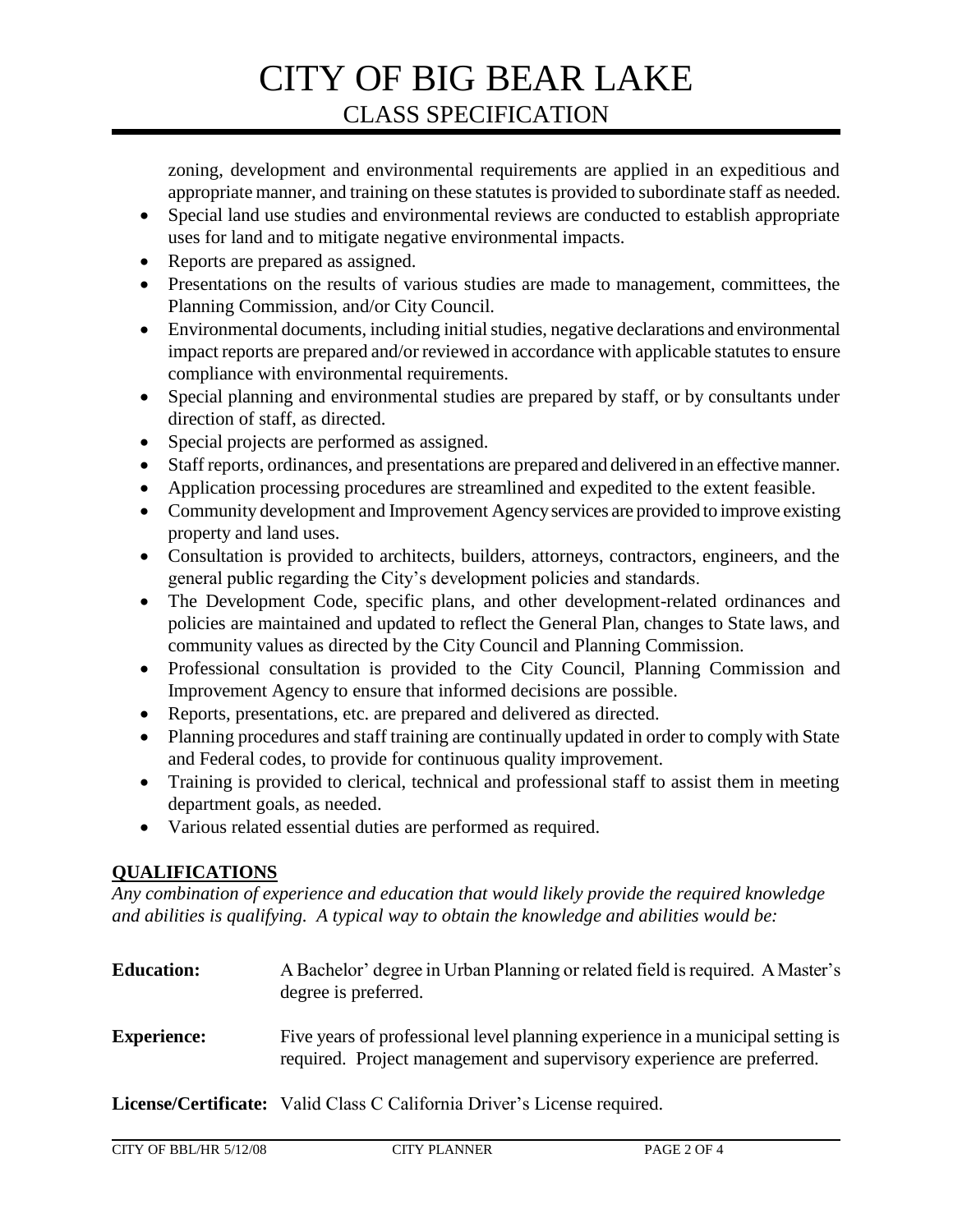zoning, development and environmental requirements are applied in an expeditious and appropriate manner, and training on these statutes is provided to subordinate staff as needed.

- Special land use studies and environmental reviews are conducted to establish appropriate uses for land and to mitigate negative environmental impacts.
- Reports are prepared as assigned.
- Presentations on the results of various studies are made to management, committees, the Planning Commission, and/or City Council.
- Environmental documents, including initial studies, negative declarations and environmental impact reports are prepared and/or reviewed in accordance with applicable statutes to ensure compliance with environmental requirements.
- Special planning and environmental studies are prepared by staff, or by consultants under direction of staff, as directed.
- Special projects are performed as assigned.
- Staff reports, ordinances, and presentations are prepared and delivered in an effective manner.
- Application processing procedures are streamlined and expedited to the extent feasible.
- Community development and Improvement Agency services are provided to improve existing property and land uses.
- Consultation is provided to architects, builders, attorneys, contractors, engineers, and the general public regarding the City's development policies and standards.
- The Development Code, specific plans, and other development-related ordinances and policies are maintained and updated to reflect the General Plan, changes to State laws, and community values as directed by the City Council and Planning Commission.
- Professional consultation is provided to the City Council, Planning Commission and Improvement Agency to ensure that informed decisions are possible.
- Reports, presentations, etc. are prepared and delivered as directed.
- Planning procedures and staff training are continually updated in order to comply with State and Federal codes, to provide for continuous quality improvement.
- Training is provided to clerical, technical and professional staff to assist them in meeting department goals, as needed.
- Various related essential duties are performed as required.

## QUALIFICATIONS

*Any combination of experience and education that would likely provide the required knowledge and abilities is qualifying. A typical way to obtain the knowledge and abilities would be:*

**Education:** A Bachelor' degree in Urban Planning or related field is required. A Master's degree is preferred.

**Experience:** Five years of professional level planning experience in a municipal setting is required. Project management and supervisory experience are preferred.

**License/Certificate:** Valid Class C California Driver's License required.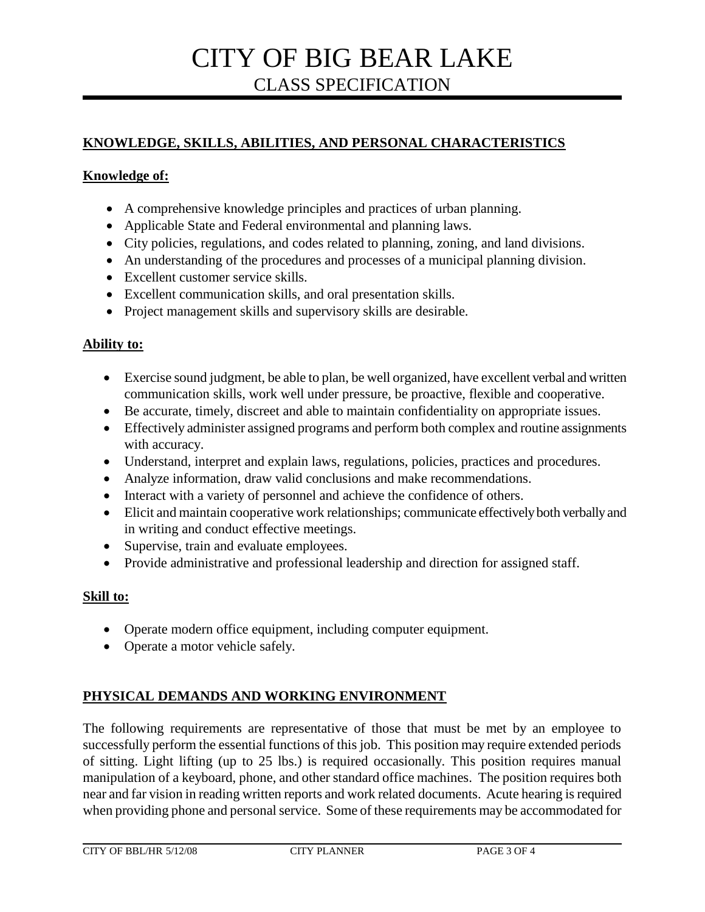## KNOWLEDGE, SKILLS, ABILITIES, AND PERSONAL CHARACTERISTICS

### Knowledge of:

- A comprehensive knowledge principles and practices of urban planning.
- Applicable State and Federal environmental and planning laws.
- City policies, regulations, and codes related to planning, zoning, and land divisions.
- An understanding of the procedures and processes of a municipal planning division.
- Excellent customer service skills.
- Excellent communication skills, and oral presentation skills.
- Project management skills and supervisory skills are desirable.

### Ability to:

- Exercise sound judgment, be able to plan, be well organized, have excellent verbal and written communication skills, work well under pressure, be proactive, flexible and cooperative.
- Be accurate, timely, discreet and able to maintain confidentiality on appropriate issues.
- Effectively administer assigned programs and perform both complex and routine assignments with accuracy.
- Understand, interpret and explain laws, regulations, policies, practices and procedures.
- Analyze information, draw valid conclusions and make recommendations.
- Interact with a variety of personnel and achieve the confidence of others.
- Elicit and maintain cooperative work relationships; communicate effectively both verbally and in writing and conduct effective meetings.
- Supervise, train and evaluate employees.
- Provide administrative and professional leadership and direction for assigned staff.

### Skill to:

- Operate modern office equipment, including computer equipment.
- Operate a motor vehicle safely.

## PHYSICAL DEMANDS AND WORKING ENVIRONMENT

The following requirements are representative of those that must be met by an employee to successfully perform the essential functions of this job. This position may require extended periods of sitting. Light lifting (up to 25 lbs.) is required occasionally. This position requires manual manipulation of a keyboard, phone, and other standard office machines. The position requires both near and far vision in reading written reports and work related documents. Acute hearing is required when providing phone and personal service. Some of these requirements may be accommodated for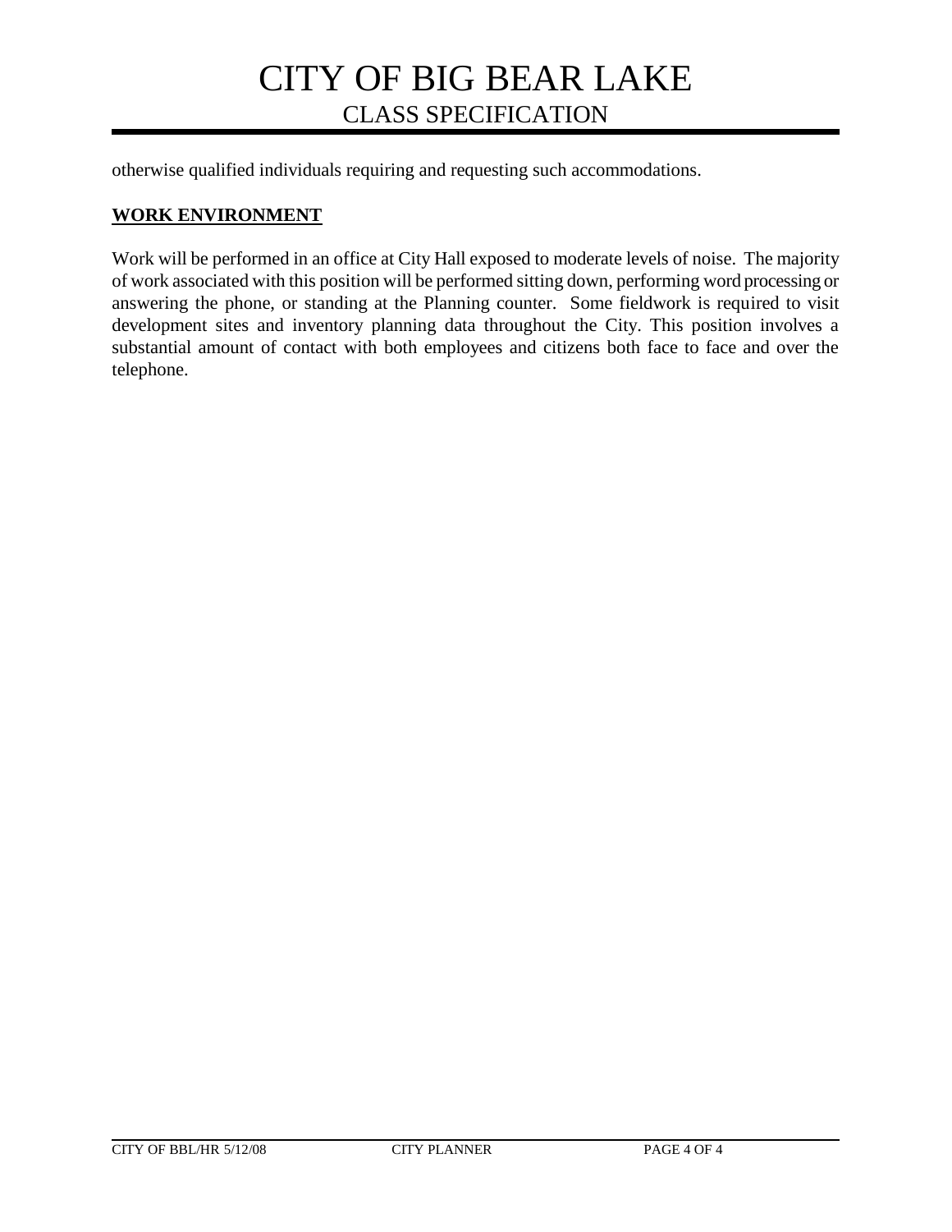otherwise qualified individuals requiring and requesting such accommodations.

## WORK ENVIRONMENT

Work will be performed in an office at City Hall exposed to moderate levels of noise. The majority of work associated with this position will be performed sitting down, performing word processing or answering the phone, or standing at the Planning counter. Some fieldwork is required to visit development sites and inventory planning data throughout the City. This position involves a substantial amount of contact with both employees and citizens both face to face and over the telephone.